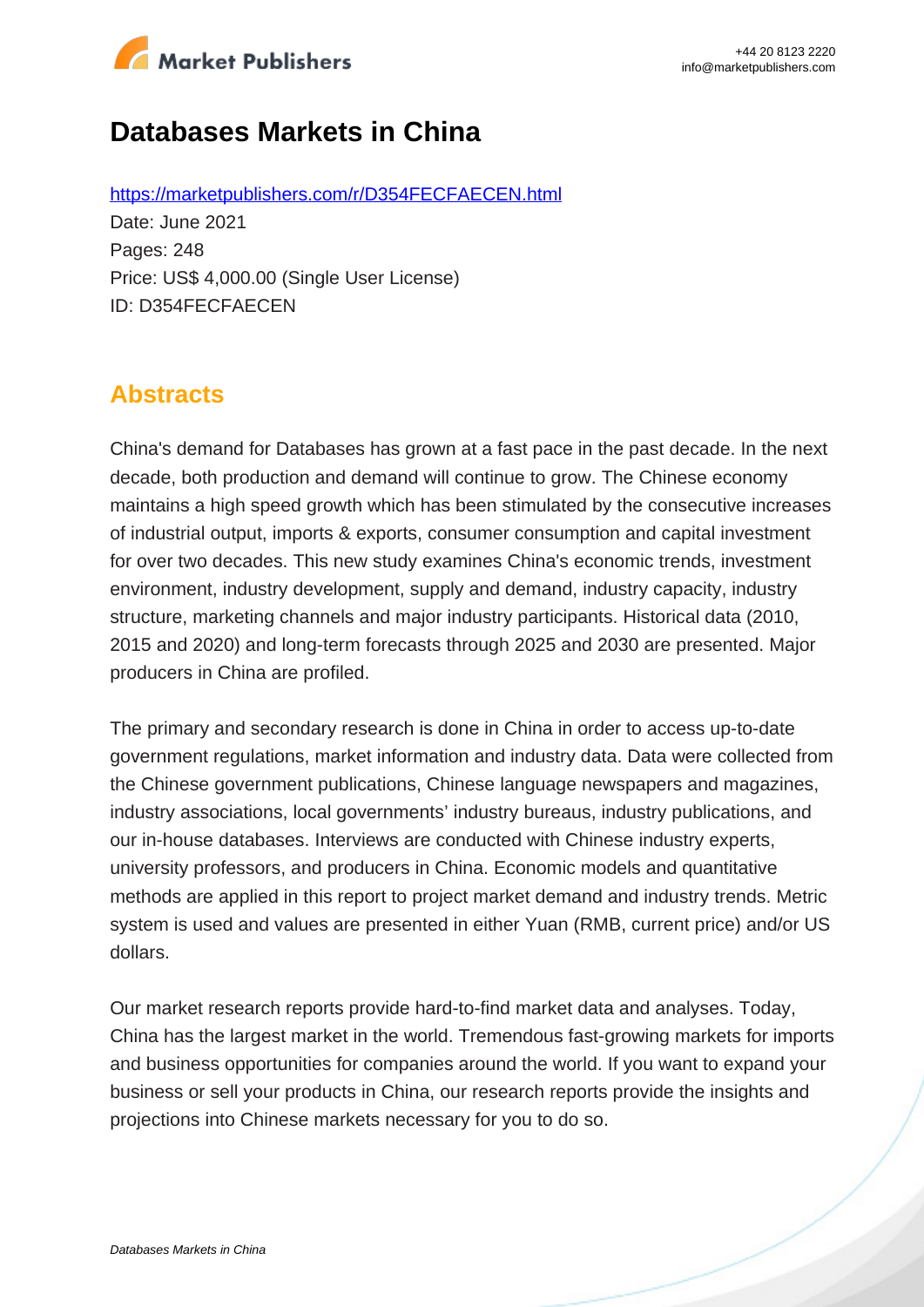# Databases Markets in China

https://marketpublishers.com/r/D354FECFAECEN.html

Date: June 2021

Pages: 248

Price: US$ 4,000.00 (Single User License)

ID: D354FECFAECEN

## Abstracts

China's demand for Databases has grown at a fast pace in the past decade. In the next decade, both production and demand will continue to grow. The Chinese economy maintains a high speed growth which has been stimulated by the consecutive increases of industrial output, imports & exports, consumer consumption and capital investment for over two decades. This new study examines China's economic trends, investment environment, industry development, supply and demand, industry capacity, industry structure, marketing channels and major industry participants. Historical data (2010, 2015 and 2020) and long-term forecasts through 2025 and 2030 are presented. Major producers in China are profiled.

The primary and secondary research is done in China in order to access up-to-date government regulations, market information and industry data. Data were collected from the Chinese government publications, Chinese language newspapers and magazines, industry associations, local governments' industry bureaus, industry publications, and our in-house databases. Interviews are conducted with Chinese industry experts, university professors, and producers in China. Economic models and quantitative methods are applied in this report to project market demand and industry trends. Metric system is used and values are presented in either Yuan (RMB, current price) and/or US dollars.

Our market research reports provide hard-to-find market data and analyses. Today, China has the largest market in the world. Tremendous fast-growing markets for imports and business opportunities for companies around the world. If you want to expand your business or sell your products in China, our research reports provide the insights and projections into Chinese markets necessary for you to do so.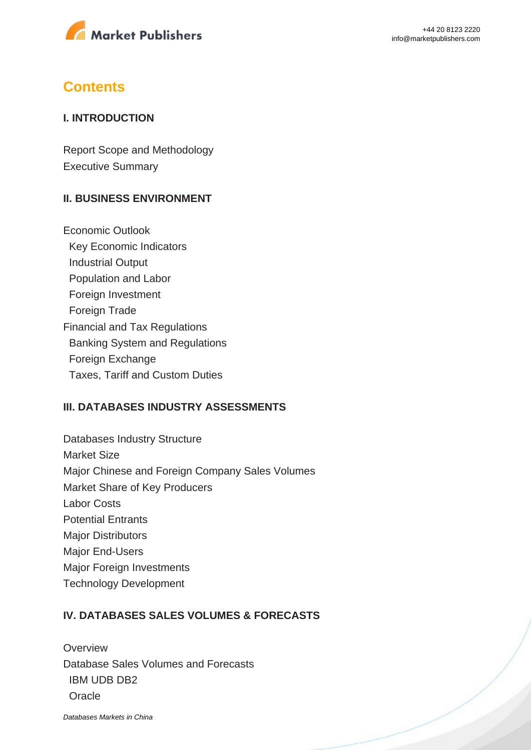## Contents

### I. INTRODUCTION

Report Scope and Methodology
Executive Summary

### II. BUSINESS ENVIRONMENT

Economic Outlook
- Key Economic Indicators
- Industrial Output
- Population and Labor
- Foreign Investment
- Foreign Trade

Financial and Tax Regulations
- Banking System and Regulations
- Foreign Exchange
- Taxes, Tariff and Custom Duties

### III. DATABASES INDUSTRY ASSESSMENTS

Databases Industry Structure
Market Size
Major Chinese and Foreign Company Sales Volumes
Market Share of Key Producers
Labor Costs
Potential Entrants
Major Distributors
Major End-Users
Major Foreign Investments
Technology Development

### IV. DATABASES SALES VOLUMES & FORECASTS

Overview
Database Sales Volumes and Forecasts
- IBM UDB DB2
- Oracle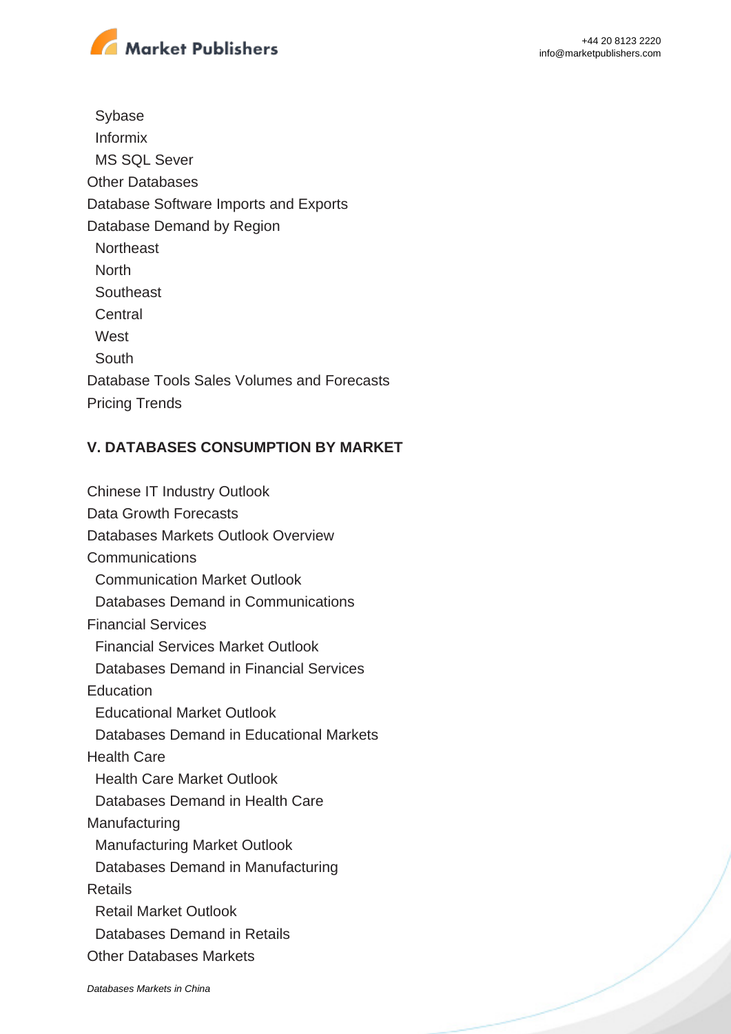- Sybase
- Informix
- MS SQL Sever

Other Databases

Database Software Imports and Exports

Database Demand by Region

- Northeast
- North
- Southeast
- Central
- West
- South

Database Tools Sales Volumes and Forecasts

Pricing Trends

## V. DATABASES CONSUMPTION BY MARKET

Chinese IT Industry Outlook

Data Growth Forecasts

Databases Markets Outlook Overview

Communications

- Communication Market Outlook
- Databases Demand in Communications

Financial Services

- Financial Services Market Outlook
- Databases Demand in Financial Services

Education

- Educational Market Outlook
- Databases Demand in Educational Markets

Health Care

- Health Care Market Outlook
- Databases Demand in Health Care

Manufacturing

- Manufacturing Market Outlook
- Databases Demand in Manufacturing

Retails

- Retail Market Outlook
- Databases Demand in Retails

Other Databases Markets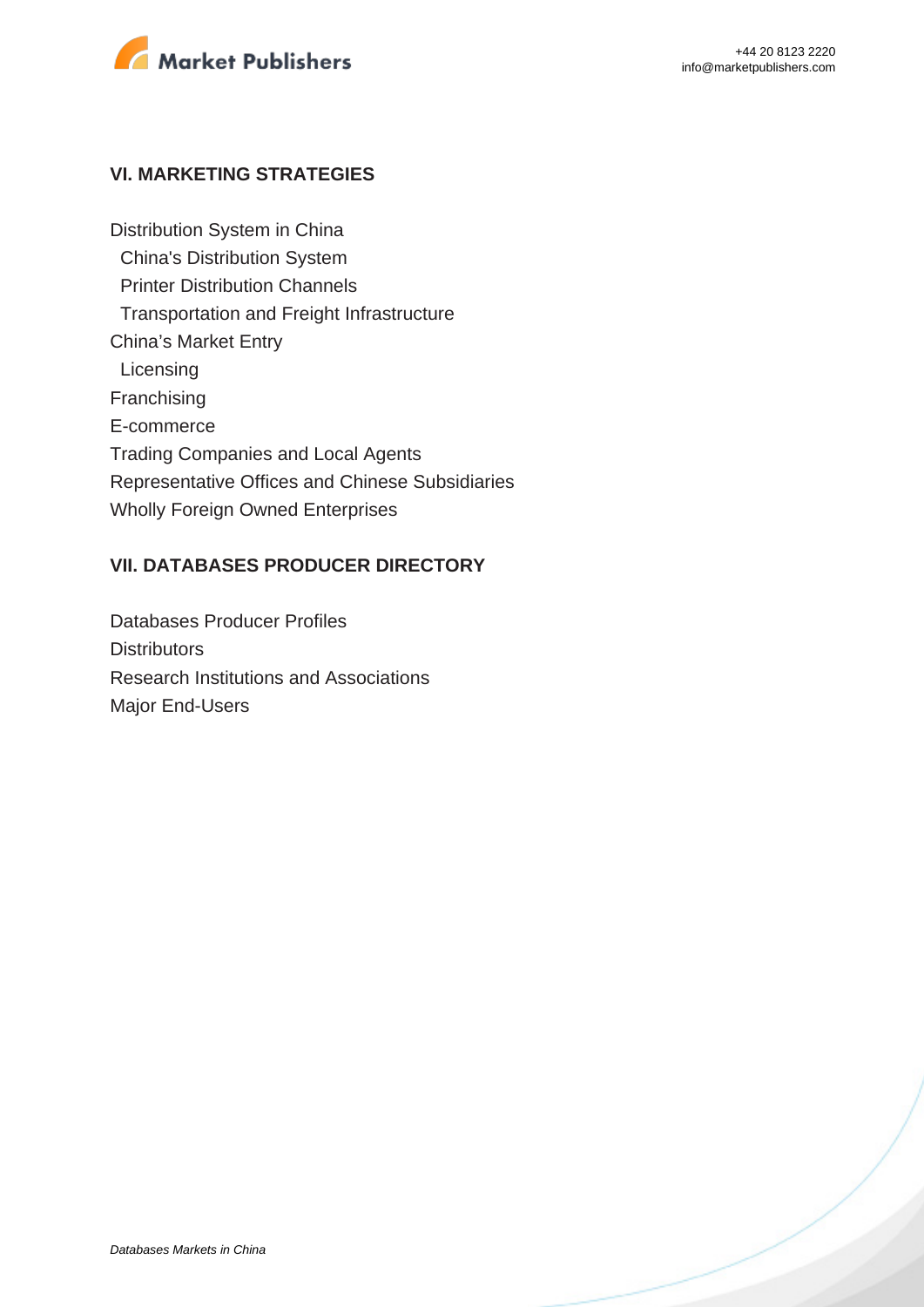## VI. MARKETING STRATEGIES

Distribution System in China
- China's Distribution System
- Printer Distribution Channels
- Transportation and Freight Infrastructure

China's Market Entry
- Licensing

Franchising
E-commerce
Trading Companies and Local Agents
Representative Offices and Chinese Subsidiaries
Wholly Foreign Owned Enterprises

## VII. DATABASES PRODUCER DIRECTORY

Databases Producer Profiles
Distributors
Research Institutions and Associations
Major End-Users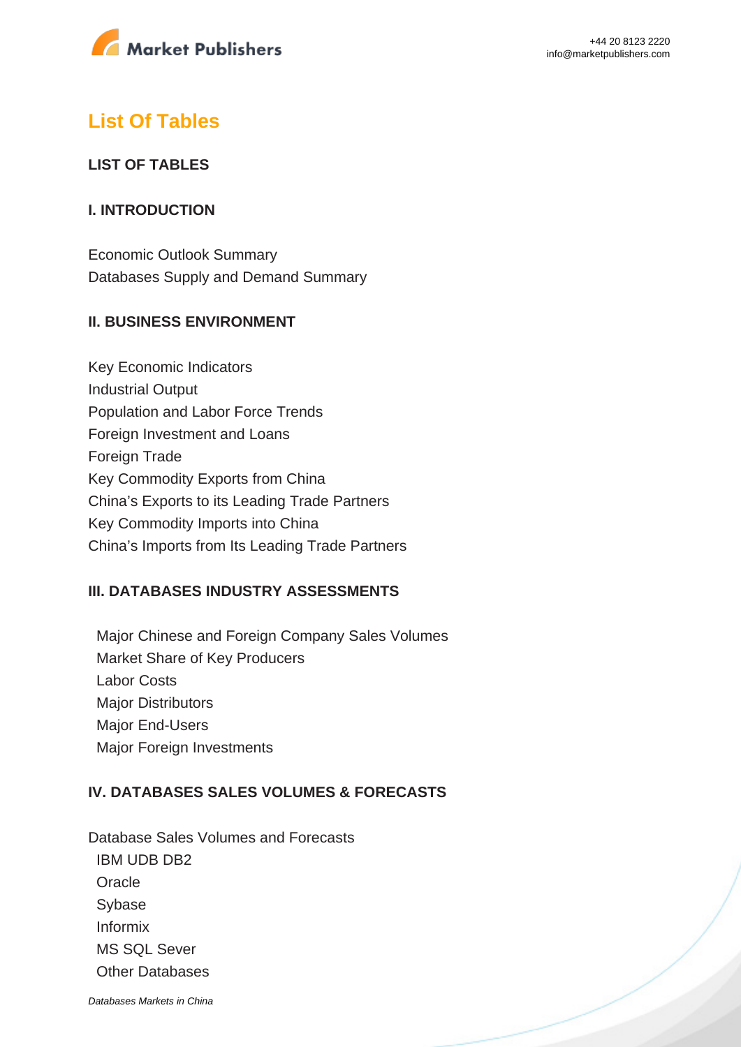## List Of Tables

**LIST OF TABLES**

**I. INTRODUCTION**

Economic Outlook Summary
Databases Supply and Demand Summary

**II. BUSINESS ENVIRONMENT**

Key Economic Indicators
Industrial Output
Population and Labor Force Trends
Foreign Investment and Loans
Foreign Trade
Key Commodity Exports from China
China's Exports to its Leading Trade Partners
Key Commodity Imports into China
China's Imports from Its Leading Trade Partners

**III. DATABASES INDUSTRY ASSESSMENTS**

Major Chinese and Foreign Company Sales Volumes
Market Share of Key Producers
Labor Costs
Major Distributors
Major End-Users
Major Foreign Investments

**IV. DATABASES SALES VOLUMES & FORECASTS**

Database Sales Volumes and Forecasts
IBM UDB DB2
Oracle
Sybase
Informix
MS SQL Sever
Other Databases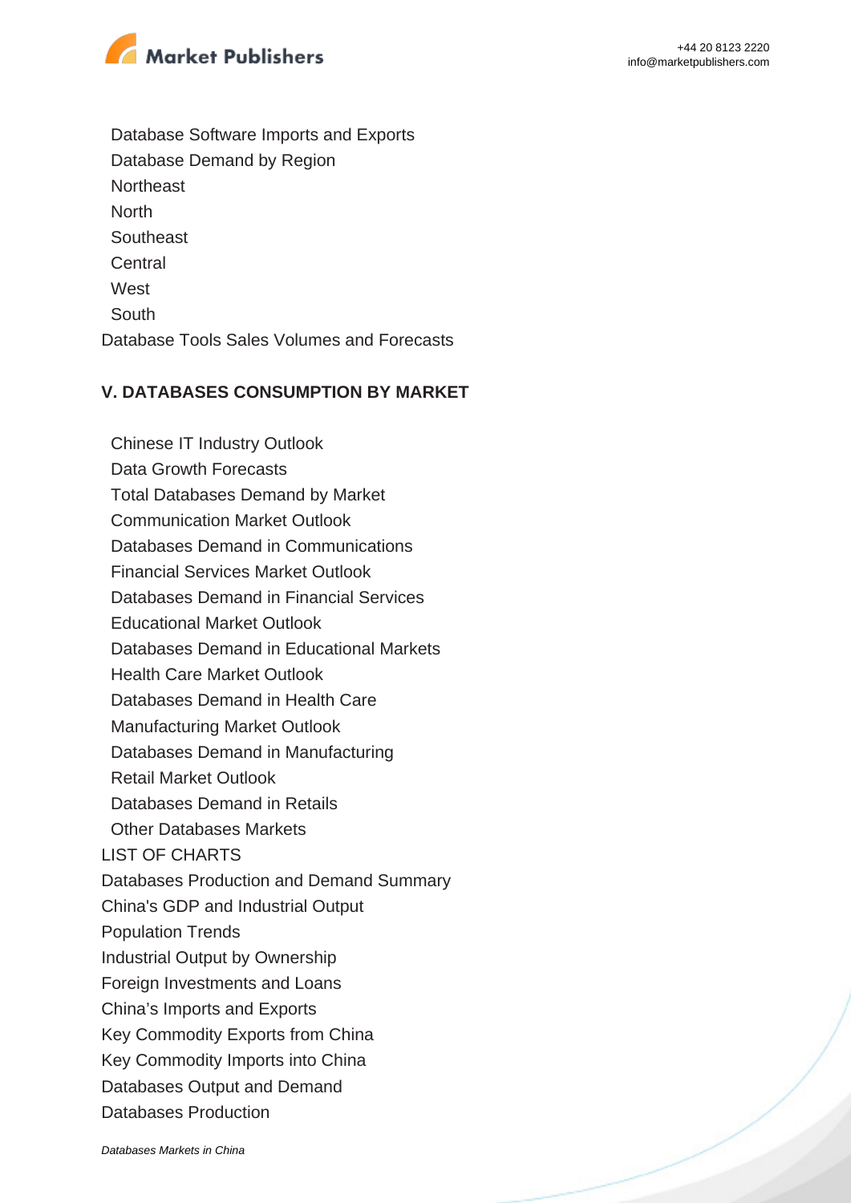- Database Software Imports and Exports
- Database Demand by Region
- Northeast
- North
- Southeast
- Central
- West
- South

Database Tools Sales Volumes and Forecasts

## V. DATABASES CONSUMPTION BY MARKET

- Chinese IT Industry Outlook
- Data Growth Forecasts
- Total Databases Demand by Market
- Communication Market Outlook
- Databases Demand in Communications
- Financial Services Market Outlook
- Databases Demand in Financial Services
- Educational Market Outlook
- Databases Demand in Educational Markets
- Health Care Market Outlook
- Databases Demand in Health Care
- Manufacturing Market Outlook
- Databases Demand in Manufacturing
- Retail Market Outlook
- Databases Demand in Retails
- Other Databases Markets

LIST OF CHARTS

Databases Production and Demand Summary

China's GDP and Industrial Output

Population Trends

Industrial Output by Ownership

Foreign Investments and Loans

China's Imports and Exports

Key Commodity Exports from China

Key Commodity Imports into China

Databases Output and Demand

Databases Production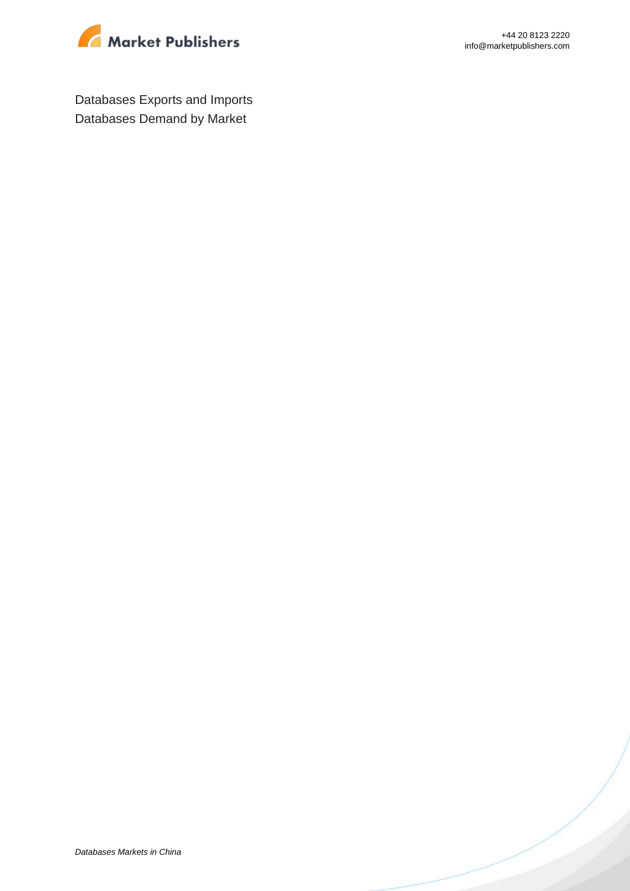Databases Exports and Imports
Databases Demand by Market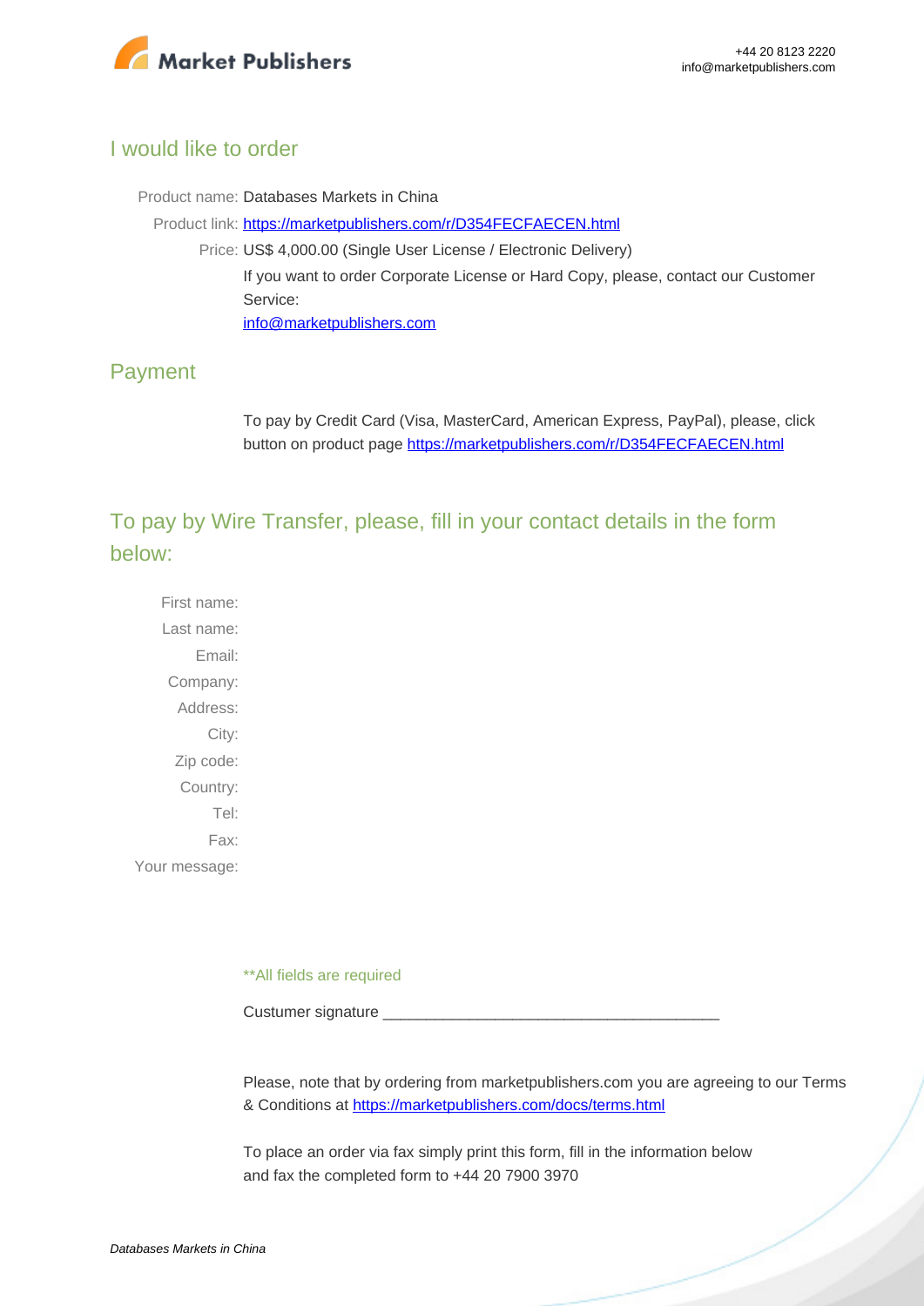## I would like to order

Product name: Databases Markets in China

Product link: [https://marketpublishers.com/r/D354FECFAECEN.html](https://marketpublishers.com/r/D354FECFAECEN.html)

Price: US$ 4,000.00 (Single User License / Electronic Delivery)

If you want to order Corporate License or Hard Copy, please, contact our Customer Service:

[info@marketpublishers.com](mailto:info@marketpublishers.com)

## Payment

To pay by Credit Card (Visa, MasterCard, American Express, PayPal), please, click button on product page [https://marketpublishers.com/r/D354FECFAECEN.html](https://marketpublishers.com/r/D354FECFAECEN.html)

## To pay by Wire Transfer, please, fill in your contact details in the form below:

First name:

Last name:

Email:

Company:

Address:

City:

Zip code:

Country:

Tel:

Fax:

Your message:

**All fields are required

Custumer signature ________________________________________

Please, note that by ordering from marketpublishers.com you are agreeing to our Terms & Conditions at [https://marketpublishers.com/docs/terms.html](https://marketpublishers.com/docs/terms.html)

To place an order via fax simply print this form, fill in the information below and fax the completed form to +44 20 7900 3970